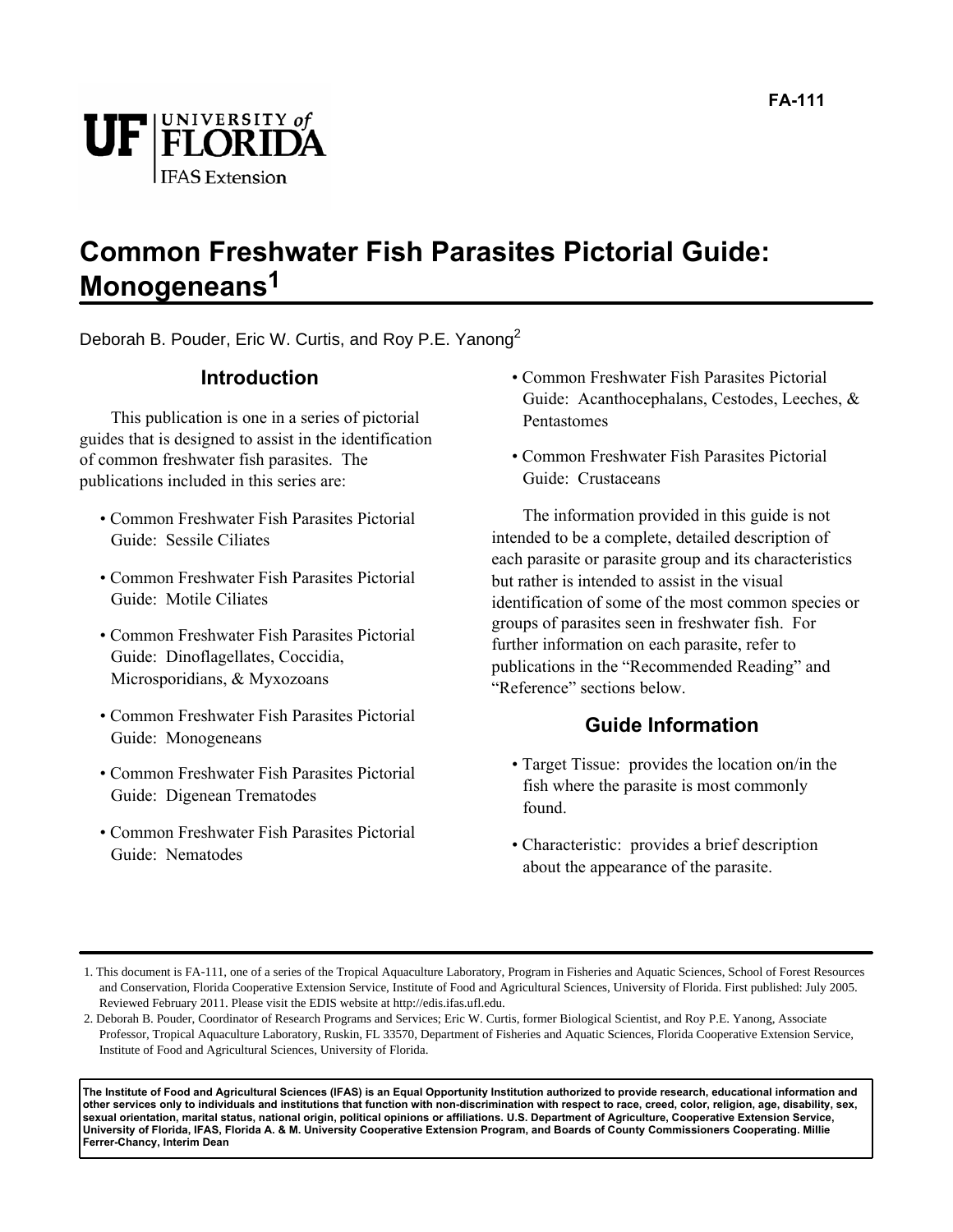FA-111

UF UNIVERSITY of FLORIDA
IFAS Extension

# Common Freshwater Fish Parasites Pictorial Guide: Monogeneans[1]

Deborah B. Pouder, Eric W. Curtis, and Roy P.E. Yanong[2]

## Introduction

This publication is one in a series of pictorial guides that is designed to assist in the identification of common freshwater fish parasites. The publications included in this series are:

- Common Freshwater Fish Parasites Pictorial Guide: Sessile Ciliates
- Common Freshwater Fish Parasites Pictorial Guide: Motile Ciliates
- Common Freshwater Fish Parasites Pictorial Guide: Dinoflagellates, Coccidia, Microsporidians, & Myxozoans
- Common Freshwater Fish Parasites Pictorial Guide: Monogeneans
- Common Freshwater Fish Parasites Pictorial Guide: Digenean Trematodes
- Common Freshwater Fish Parasites Pictorial Guide: Nematodes
- Common Freshwater Fish Parasites Pictorial Guide: Acanthocephalans, Cestodes, Leeches, & Pentastomes
- Common Freshwater Fish Parasites Pictorial Guide: Crustaceans

The information provided in this guide is not intended to be a complete, detailed description of each parasite or parasite group and its characteristics but rather is intended to assist in the visual identification of some of the most common species or groups of parasites seen in freshwater fish. For further information on each parasite, refer to publications in the "Recommended Reading" and "Reference" sections below.

## Guide Information

- Target Tissue: provides the location on/in the fish where the parasite is most commonly found.
- Characteristic: provides a brief description about the appearance of the parasite.

---

1. This document is FA-111, one of a series of the Tropical Aquaculture Laboratory, Program in Fisheries and Aquatic Sciences, School of Forest Resources and Conservation, Florida Cooperative Extension Service, Institute of Food and Agricultural Sciences, University of Florida. First published: July 2005. Reviewed February 2011. Please visit the EDIS website at http://edis.ifas.ufl.edu.

2. Deborah B. Pouder, Coordinator of Research Programs and Services; Eric W. Curtis, former Biological Scientist, and Roy P.E. Yanong, Associate Professor, Tropical Aquaculture Laboratory, Ruskin, FL 33570, Department of Fisheries and Aquatic Sciences, Florida Cooperative Extension Service, Institute of Food and Agricultural Sciences, University of Florida.

**The Institute of Food and Agricultural Sciences (IFAS) is an Equal Opportunity Institution authorized to provide research, educational information and other services only to individuals and institutions that function with non-discrimination with respect to race, creed, color, religion, age, disability, sex, sexual orientation, marital status, national origin, political opinions or affiliations. U.S. Department of Agriculture, Cooperative Extension Service, University of Florida, IFAS, Florida A. & M. University Cooperative Extension Program, and Boards of County Commissioners Cooperating. Millie Ferrer-Chancy, Interim Dean**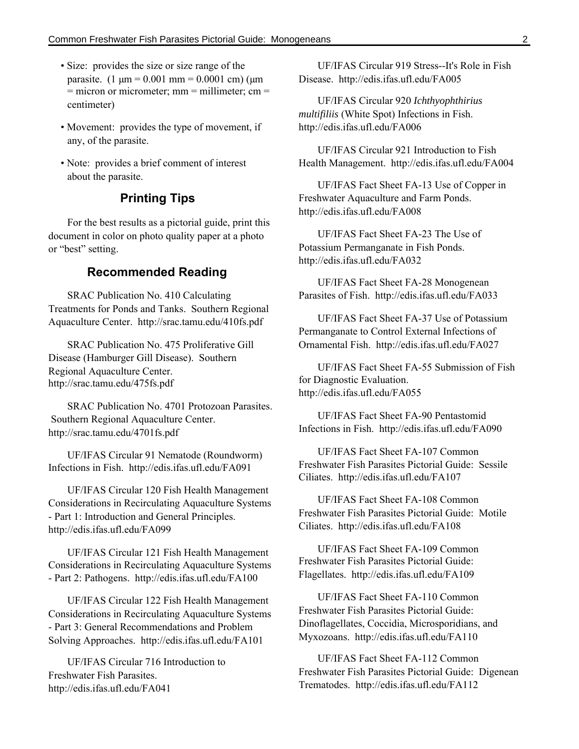- Size: provides the size or size range of the parasite. (1 µm = 0.001 mm = 0.0001 cm) (µm = micron or micrometer; mm = millimeter; cm = centimeter)
- Movement: provides the type of movement, if any, of the parasite.
- Note: provides a brief comment of interest about the parasite.

## Printing Tips

For the best results as a pictorial guide, print this document in color on photo quality paper at a photo or "best" setting.

## Recommended Reading

SRAC Publication No. 410 Calculating Treatments for Ponds and Tanks. Southern Regional Aquaculture Center. http://srac.tamu.edu/410fs.pdf

SRAC Publication No. 475 Proliferative Gill Disease (Hamburger Gill Disease). Southern Regional Aquaculture Center. http://srac.tamu.edu/475fs.pdf

SRAC Publication No. 4701 Protozoan Parasites. Southern Regional Aquaculture Center. http://srac.tamu.edu/4701fs.pdf

UF/IFAS Circular 91 Nematode (Roundworm) Infections in Fish. http://edis.ifas.ufl.edu/FA091

UF/IFAS Circular 120 Fish Health Management Considerations in Recirculating Aquaculture Systems - Part 1: Introduction and General Principles. http://edis.ifas.ufl.edu/FA099

UF/IFAS Circular 121 Fish Health Management Considerations in Recirculating Aquaculture Systems - Part 2: Pathogens. http://edis.ifas.ufl.edu/FA100

UF/IFAS Circular 122 Fish Health Management Considerations in Recirculating Aquaculture Systems - Part 3: General Recommendations and Problem Solving Approaches. http://edis.ifas.ufl.edu/FA101

UF/IFAS Circular 716 Introduction to Freshwater Fish Parasites. http://edis.ifas.ufl.edu/FA041

UF/IFAS Circular 919 Stress--It's Role in Fish Disease. http://edis.ifas.ufl.edu/FA005

UF/IFAS Circular 920 *Ichthyophthirius multifiliis* (White Spot) Infections in Fish. http://edis.ifas.ufl.edu/FA006

UF/IFAS Circular 921 Introduction to Fish Health Management. http://edis.ifas.ufl.edu/FA004

UF/IFAS Fact Sheet FA-13 Use of Copper in Freshwater Aquaculture and Farm Ponds. http://edis.ifas.ufl.edu/FA008

UF/IFAS Fact Sheet FA-23 The Use of Potassium Permanganate in Fish Ponds. http://edis.ifas.ufl.edu/FA032

UF/IFAS Fact Sheet FA-28 Monogenean Parasites of Fish. http://edis.ifas.ufl.edu/FA033

UF/IFAS Fact Sheet FA-37 Use of Potassium Permanganate to Control External Infections of Ornamental Fish. http://edis.ifas.ufl.edu/FA027

UF/IFAS Fact Sheet FA-55 Submission of Fish for Diagnostic Evaluation. http://edis.ifas.ufl.edu/FA055

UF/IFAS Fact Sheet FA-90 Pentastomid Infections in Fish. http://edis.ifas.ufl.edu/FA090

UF/IFAS Fact Sheet FA-107 Common Freshwater Fish Parasites Pictorial Guide: Sessile Ciliates. http://edis.ifas.ufl.edu/FA107

UF/IFAS Fact Sheet FA-108 Common Freshwater Fish Parasites Pictorial Guide: Motile Ciliates. http://edis.ifas.ufl.edu/FA108

UF/IFAS Fact Sheet FA-109 Common Freshwater Fish Parasites Pictorial Guide: Flagellates. http://edis.ifas.ufl.edu/FA109

UF/IFAS Fact Sheet FA-110 Common Freshwater Fish Parasites Pictorial Guide: Dinoflagellates, Coccidia, Microsporidians, and Myxozoans. http://edis.ifas.ufl.edu/FA110

UF/IFAS Fact Sheet FA-112 Common Freshwater Fish Parasites Pictorial Guide: Digenean Trematodes. http://edis.ifas.ufl.edu/FA112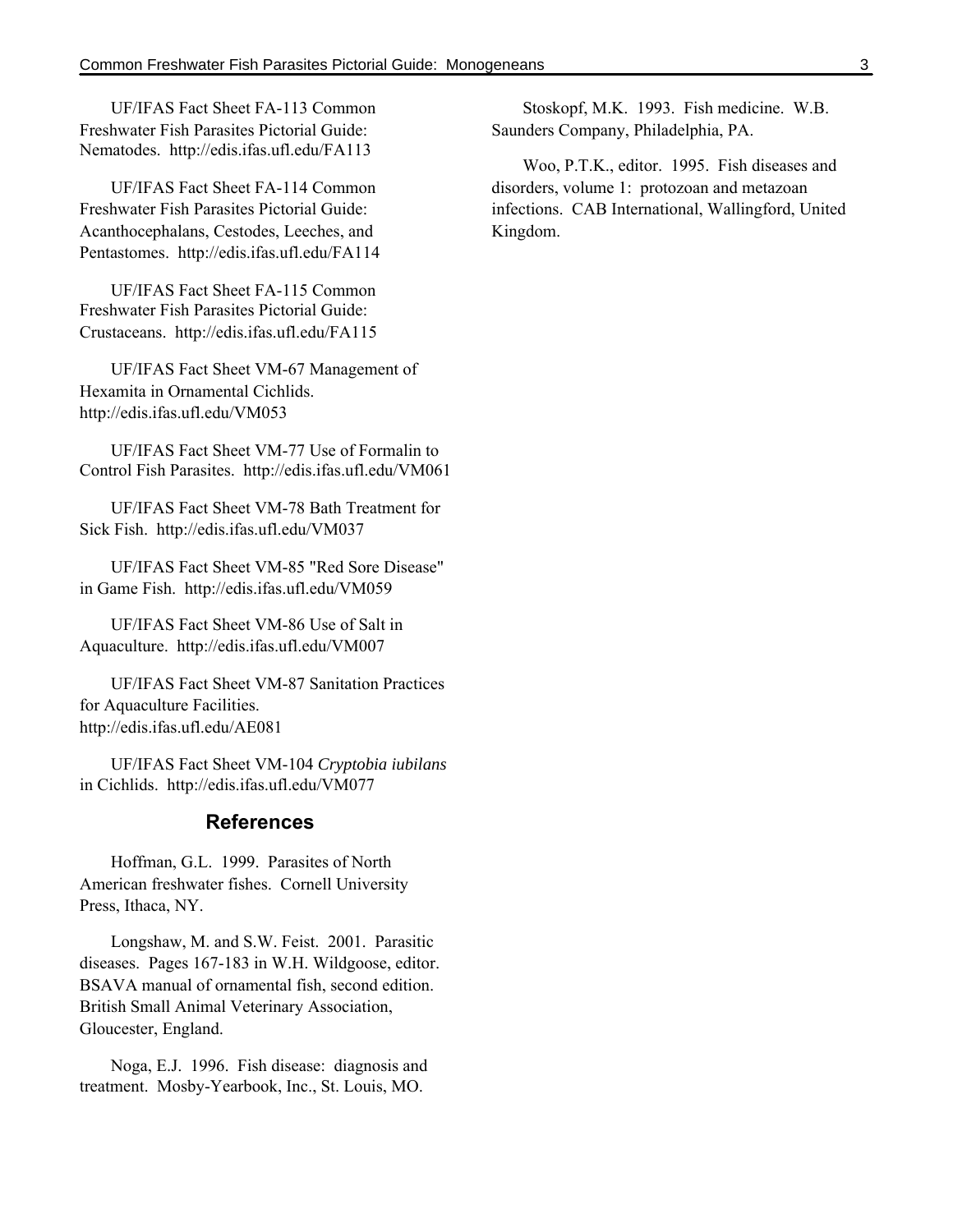UF/IFAS Fact Sheet FA-113 Common Freshwater Fish Parasites Pictorial Guide: Nematodes. http://edis.ifas.ufl.edu/FA113

UF/IFAS Fact Sheet FA-114 Common Freshwater Fish Parasites Pictorial Guide: Acanthocephalans, Cestodes, Leeches, and Pentastomes. http://edis.ifas.ufl.edu/FA114

UF/IFAS Fact Sheet FA-115 Common Freshwater Fish Parasites Pictorial Guide: Crustaceans. http://edis.ifas.ufl.edu/FA115

UF/IFAS Fact Sheet VM-67 Management of Hexamita in Ornamental Cichlids. http://edis.ifas.ufl.edu/VM053

UF/IFAS Fact Sheet VM-77 Use of Formalin to Control Fish Parasites. http://edis.ifas.ufl.edu/VM061

UF/IFAS Fact Sheet VM-78 Bath Treatment for Sick Fish. http://edis.ifas.ufl.edu/VM037

UF/IFAS Fact Sheet VM-85 "Red Sore Disease" in Game Fish. http://edis.ifas.ufl.edu/VM059

UF/IFAS Fact Sheet VM-86 Use of Salt in Aquaculture. http://edis.ifas.ufl.edu/VM007

UF/IFAS Fact Sheet VM-87 Sanitation Practices for Aquaculture Facilities. http://edis.ifas.ufl.edu/AE081

UF/IFAS Fact Sheet VM-104 *Cryptobia iubilans* in Cichlids. http://edis.ifas.ufl.edu/VM077

## References

Hoffman, G.L. 1999. Parasites of North American freshwater fishes. Cornell University Press, Ithaca, NY.

Longshaw, M. and S.W. Feist. 2001. Parasitic diseases. Pages 167-183 in W.H. Wildgoose, editor. BSAVA manual of ornamental fish, second edition. British Small Animal Veterinary Association, Gloucester, England.

Noga, E.J. 1996. Fish disease: diagnosis and treatment. Mosby-Yearbook, Inc., St. Louis, MO.

Stoskopf, M.K. 1993. Fish medicine. W.B. Saunders Company, Philadelphia, PA.

Woo, P.T.K., editor. 1995. Fish diseases and disorders, volume 1: protozoan and metazoan infections. CAB International, Wallingford, United Kingdom.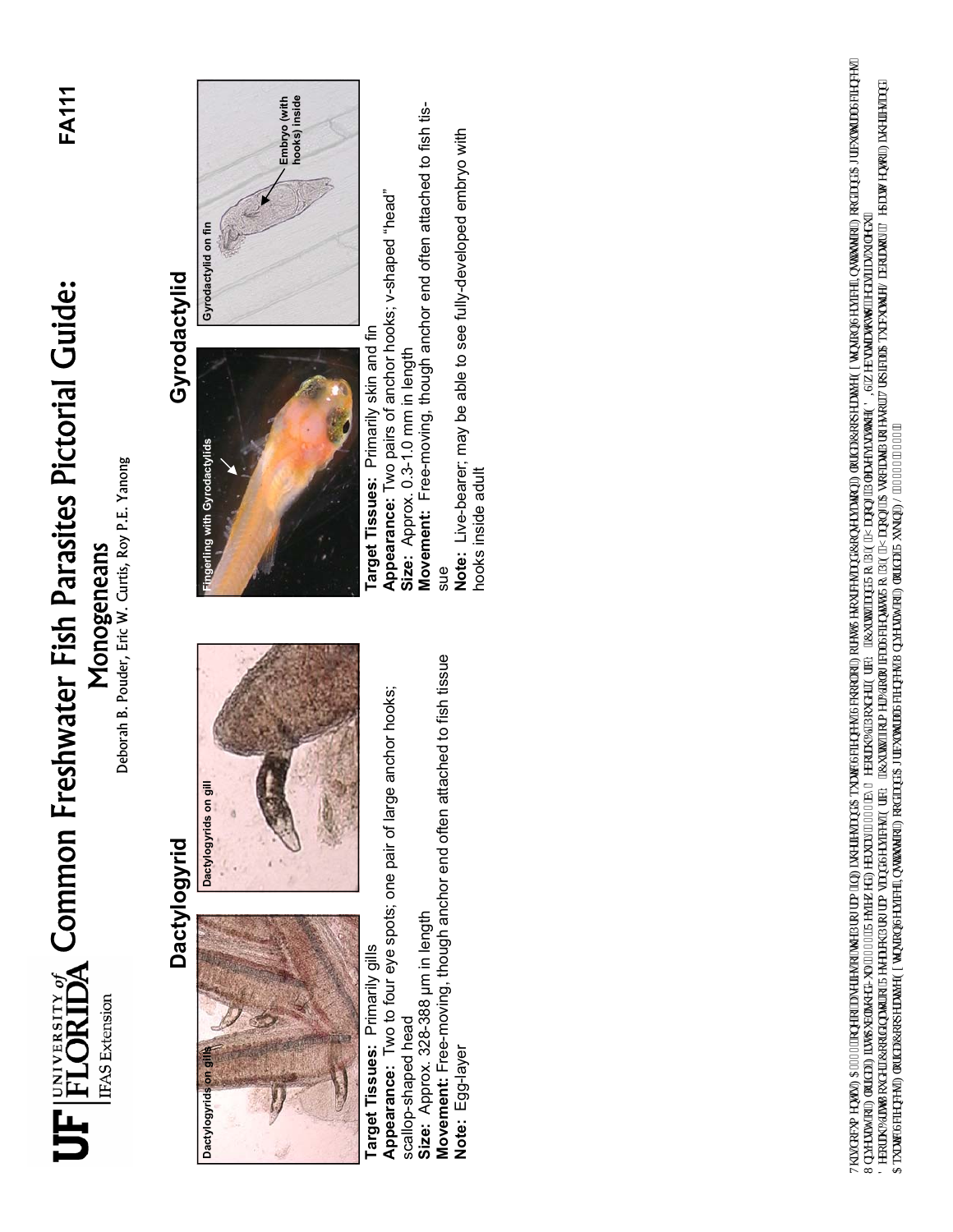FA111

# Common Freshwater Fish Parasites Pictorial Guide:

## Monogeneans

Deborah B. Pouder, Eric W. Curtis, Roy P.E. Yanong

### Dactylogyrid

Dactylogyrids on gills

Dactylogyrids on gill

**Target Tissues:** Primarily gills

**Appearance:** Two to four eye spots; one pair of large anchor hooks; scallop-shaped head

**Size:** Approx. 328-388 µm in length

**Movement:** Free-moving, though anchor end often attached to fish tissue

**Note:** Egg-layer

### Gyrodactylid

Fingerling with Gyrodactylids

Gyrodactylid on fin

Embryo (with hooks) inside

**Target Tissues:** Primarily skin and fin

**Appearance:** Two pairs of anchor hooks; v-shaped "head"

**Size:** Approx. 0.3-1.0 mm in length

**Movement:** Free-moving, though anchor end often attached to fish tissue

**Note:** Live-bearer; may be able to see fully-developed embryo with hooks inside adult